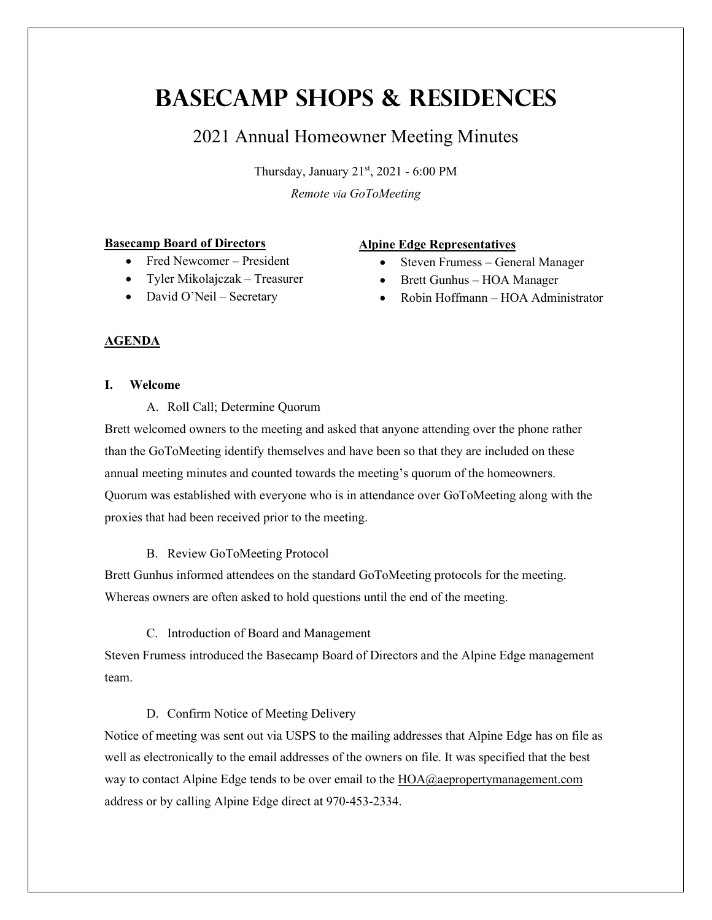# BASECAMP SHOPS & RESIDENCES

## 2021 Annual Homeowner Meeting Minutes

Thursday, January 21st, 2021 - 6:00 PM

*Remote via GoToMeeting*

**Basecamp Board of Directors**

- Fred Newcomer – President
- Tyler Mikolajczak – Treasurer
- David O'Neil – Secretary

**Alpine Edge Representatives**

- Steven Frumess – General Manager
- Brett Gunhus – HOA Manager
- Robin Hoffmann – HOA Administrator

**AGENDA**

**I. Welcome**

A. Roll Call; Determine Quorum

Brett welcomed owners to the meeting and asked that anyone attending over the phone rather than the GoToMeeting identify themselves and have been so that they are included on these annual meeting minutes and counted towards the meeting's quorum of the homeowners. Quorum was established with everyone who is in attendance over GoToMeeting along with the proxies that had been received prior to the meeting.

B. Review GoToMeeting Protocol

Brett Gunhus informed attendees on the standard GoToMeeting protocols for the meeting. Whereas owners are often asked to hold questions until the end of the meeting.

C. Introduction of Board and Management

Steven Frumess introduced the Basecamp Board of Directors and the Alpine Edge management team.

D. Confirm Notice of Meeting Delivery

Notice of meeting was sent out via USPS to the mailing addresses that Alpine Edge has on file as well as electronically to the email addresses of the owners on file. It was specified that the best way to contact Alpine Edge tends to be over email to the HOA@aepropertymanagement.com address or by calling Alpine Edge direct at 970-453-2334.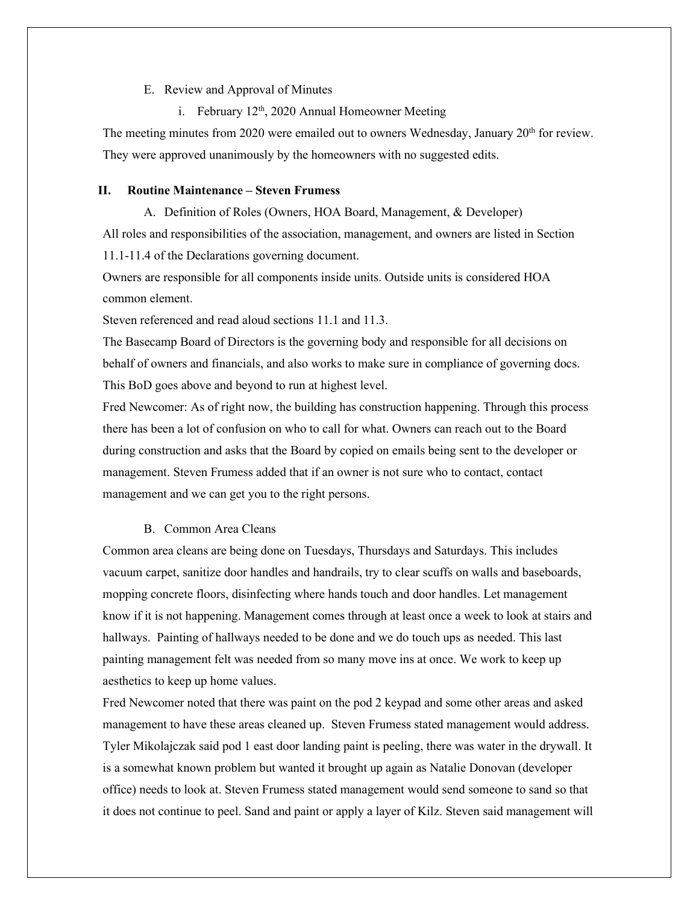E. Review and Approval of Minutes

i. February 12th, 2020 Annual Homeowner Meeting

The meeting minutes from 2020 were emailed out to owners Wednesday, January 20th for review. They were approved unanimously by the homeowners with no suggested edits.

## II. Routine Maintenance – Steven Frumess

A. Definition of Roles (Owners, HOA Board, Management, & Developer)

All roles and responsibilities of the association, management, and owners are listed in Section 11.1-11.4 of the Declarations governing document.

Owners are responsible for all components inside units. Outside units is considered HOA common element.

Steven referenced and read aloud sections 11.1 and 11.3.

The Basecamp Board of Directors is the governing body and responsible for all decisions on behalf of owners and financials, and also works to make sure in compliance of governing docs. This BoD goes above and beyond to run at highest level.

Fred Newcomer: As of right now, the building has construction happening. Through this process there has been a lot of confusion on who to call for what. Owners can reach out to the Board during construction and asks that the Board by copied on emails being sent to the developer or management. Steven Frumess added that if an owner is not sure who to contact, contact management and we can get you to the right persons.

B. Common Area Cleans

Common area cleans are being done on Tuesdays, Thursdays and Saturdays. This includes vacuum carpet, sanitize door handles and handrails, try to clear scuffs on walls and baseboards, mopping concrete floors, disinfecting where hands touch and door handles. Let management know if it is not happening. Management comes through at least once a week to look at stairs and hallways. Painting of hallways needed to be done and we do touch ups as needed. This last painting management felt was needed from so many move ins at once. We work to keep up aesthetics to keep up home values.

Fred Newcomer noted that there was paint on the pod 2 keypad and some other areas and asked management to have these areas cleaned up. Steven Frumess stated management would address. Tyler Mikolajczak said pod 1 east door landing paint is peeling, there was water in the drywall. It is a somewhat known problem but wanted it brought up again as Natalie Donovan (developer office) needs to look at. Steven Frumess stated management would send someone to sand so that it does not continue to peel. Sand and paint or apply a layer of Kilz. Steven said management will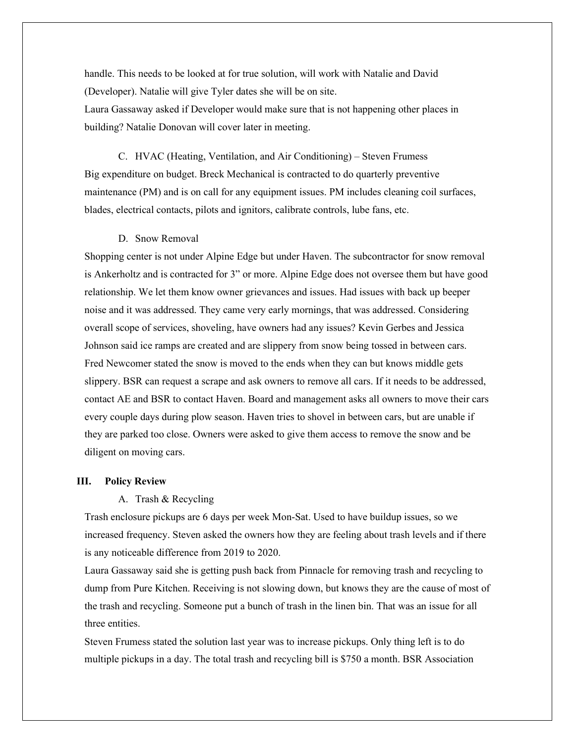handle. This needs to be looked at for true solution, will work with Natalie and David (Developer). Natalie will give Tyler dates she will be on site.
Laura Gassaway asked if Developer would make sure that is not happening other places in building? Natalie Donovan will cover later in meeting.

C. HVAC (Heating, Ventilation, and Air Conditioning) – Steven Frumess

Big expenditure on budget. Breck Mechanical is contracted to do quarterly preventive maintenance (PM) and is on call for any equipment issues. PM includes cleaning coil surfaces, blades, electrical contacts, pilots and ignitors, calibrate controls, lube fans, etc.

D. Snow Removal

Shopping center is not under Alpine Edge but under Haven. The subcontractor for snow removal is Ankerholtz and is contracted for 3" or more. Alpine Edge does not oversee them but have good relationship. We let them know owner grievances and issues. Had issues with back up beeper noise and it was addressed. They came very early mornings, that was addressed. Considering overall scope of services, shoveling, have owners had any issues? Kevin Gerbes and Jessica Johnson said ice ramps are created and are slippery from snow being tossed in between cars. Fred Newcomer stated the snow is moved to the ends when they can but knows middle gets slippery. BSR can request a scrape and ask owners to remove all cars. If it needs to be addressed, contact AE and BSR to contact Haven. Board and management asks all owners to move their cars every couple days during plow season. Haven tries to shovel in between cars, but are unable if they are parked too close. Owners were asked to give them access to remove the snow and be diligent on moving cars.

## III. Policy Review

A. Trash & Recycling

Trash enclosure pickups are 6 days per week Mon-Sat. Used to have buildup issues, so we increased frequency. Steven asked the owners how they are feeling about trash levels and if there is any noticeable difference from 2019 to 2020.
Laura Gassaway said she is getting push back from Pinnacle for removing trash and recycling to dump from Pure Kitchen. Receiving is not slowing down, but knows they are the cause of most of the trash and recycling. Someone put a bunch of trash in the linen bin. That was an issue for all three entities.
Steven Frumess stated the solution last year was to increase pickups. Only thing left is to do multiple pickups in a day. The total trash and recycling bill is $750 a month. BSR Association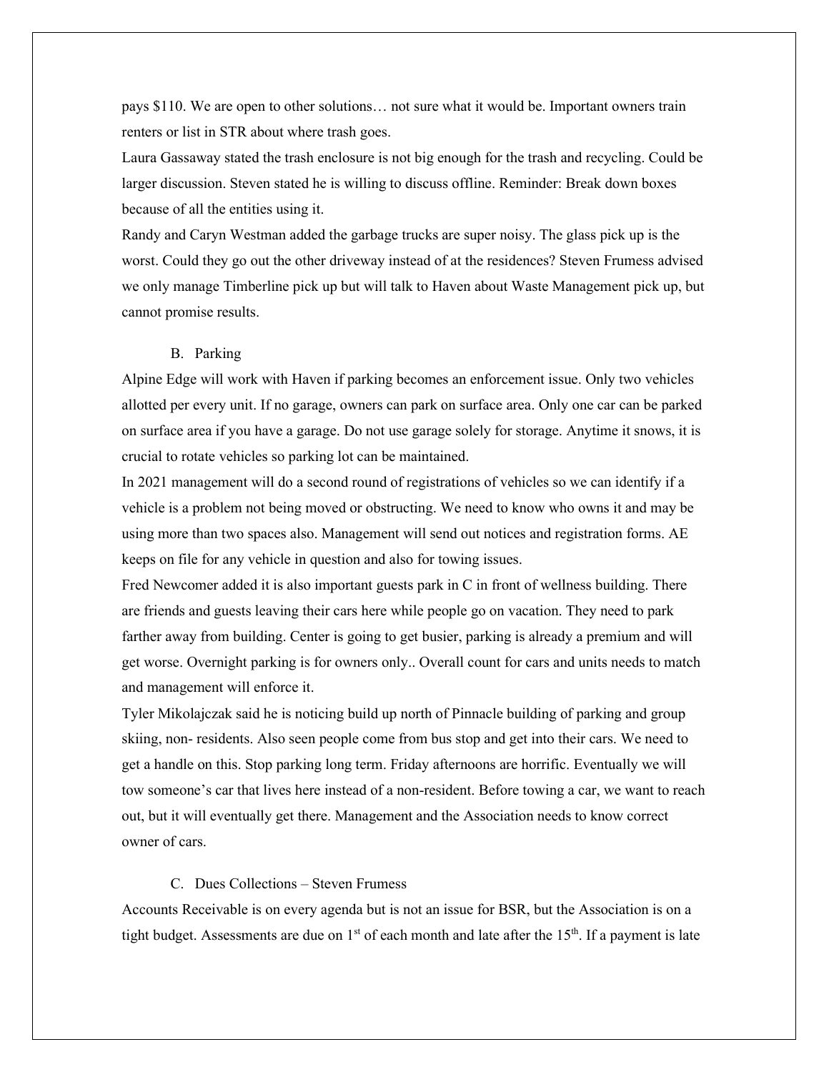pays $110. We are open to other solutions… not sure what it would be. Important owners train renters or list in STR about where trash goes.

Laura Gassaway stated the trash enclosure is not big enough for the trash and recycling. Could be larger discussion. Steven stated he is willing to discuss offline. Reminder: Break down boxes because of all the entities using it.

Randy and Caryn Westman added the garbage trucks are super noisy. The glass pick up is the worst. Could they go out the other driveway instead of at the residences? Steven Frumess advised we only manage Timberline pick up but will talk to Haven about Waste Management pick up, but cannot promise results.

B. Parking

Alpine Edge will work with Haven if parking becomes an enforcement issue. Only two vehicles allotted per every unit. If no garage, owners can park on surface area. Only one car can be parked on surface area if you have a garage. Do not use garage solely for storage. Anytime it snows, it is crucial to rotate vehicles so parking lot can be maintained.

In 2021 management will do a second round of registrations of vehicles so we can identify if a vehicle is a problem not being moved or obstructing. We need to know who owns it and may be using more than two spaces also. Management will send out notices and registration forms. AE keeps on file for any vehicle in question and also for towing issues.

Fred Newcomer added it is also important guests park in C in front of wellness building. There are friends and guests leaving their cars here while people go on vacation. They need to park farther away from building. Center is going to get busier, parking is already a premium and will get worse. Overnight parking is for owners only.. Overall count for cars and units needs to match and management will enforce it.

Tyler Mikolajczak said he is noticing build up north of Pinnacle building of parking and group skiing, non- residents. Also seen people come from bus stop and get into their cars. We need to get a handle on this. Stop parking long term. Friday afternoons are horrific. Eventually we will tow someone's car that lives here instead of a non-resident. Before towing a car, we want to reach out, but it will eventually get there. Management and the Association needs to know correct owner of cars.

C. Dues Collections – Steven Frumess

Accounts Receivable is on every agenda but is not an issue for BSR, but the Association is on a tight budget. Assessments are due on 1st of each month and late after the 15th. If a payment is late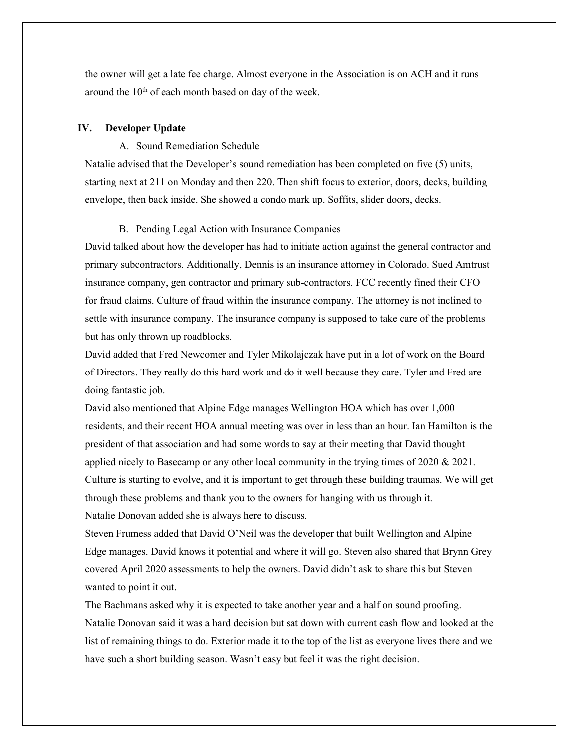the owner will get a late fee charge. Almost everyone in the Association is on ACH and it runs around the 10th of each month based on day of the week.

## IV. Developer Update

### A. Sound Remediation Schedule

Natalie advised that the Developer's sound remediation has been completed on five (5) units, starting next at 211 on Monday and then 220. Then shift focus to exterior, doors, decks, building envelope, then back inside. She showed a condo mark up. Soffits, slider doors, decks.

### B. Pending Legal Action with Insurance Companies

David talked about how the developer has had to initiate action against the general contractor and primary subcontractors. Additionally, Dennis is an insurance attorney in Colorado. Sued Amtrust insurance company, gen contractor and primary sub-contractors. FCC recently fined their CFO for fraud claims. Culture of fraud within the insurance company. The attorney is not inclined to settle with insurance company. The insurance company is supposed to take care of the problems but has only thrown up roadblocks.

David added that Fred Newcomer and Tyler Mikolajczak have put in a lot of work on the Board of Directors. They really do this hard work and do it well because they care. Tyler and Fred are doing fantastic job.

David also mentioned that Alpine Edge manages Wellington HOA which has over 1,000 residents, and their recent HOA annual meeting was over in less than an hour. Ian Hamilton is the president of that association and had some words to say at their meeting that David thought applied nicely to Basecamp or any other local community in the trying times of 2020 & 2021. Culture is starting to evolve, and it is important to get through these building traumas. We will get through these problems and thank you to the owners for hanging with us through it.

Natalie Donovan added she is always here to discuss.

Steven Frumess added that David O'Neil was the developer that built Wellington and Alpine Edge manages. David knows it potential and where it will go. Steven also shared that Brynn Grey covered April 2020 assessments to help the owners. David didn't ask to share this but Steven wanted to point it out.

The Bachmans asked why it is expected to take another year and a half on sound proofing. Natalie Donovan said it was a hard decision but sat down with current cash flow and looked at the list of remaining things to do. Exterior made it to the top of the list as everyone lives there and we have such a short building season. Wasn't easy but feel it was the right decision.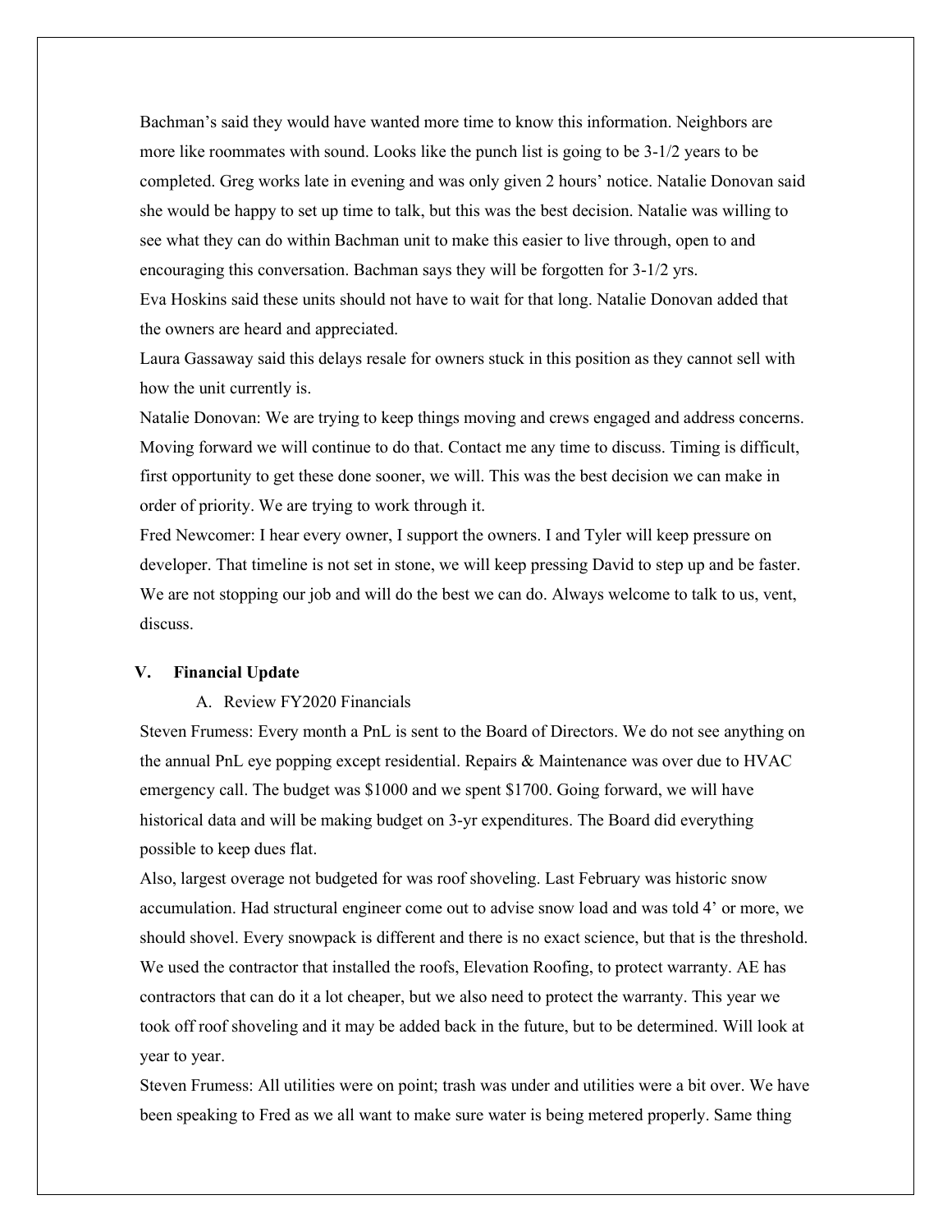Bachman's said they would have wanted more time to know this information. Neighbors are more like roommates with sound. Looks like the punch list is going to be 3-1/2 years to be completed. Greg works late in evening and was only given 2 hours' notice. Natalie Donovan said she would be happy to set up time to talk, but this was the best decision. Natalie was willing to see what they can do within Bachman unit to make this easier to live through, open to and encouraging this conversation. Bachman says they will be forgotten for 3-1/2 yrs.

Eva Hoskins said these units should not have to wait for that long. Natalie Donovan added that the owners are heard and appreciated.

Laura Gassaway said this delays resale for owners stuck in this position as they cannot sell with how the unit currently is.

Natalie Donovan: We are trying to keep things moving and crews engaged and address concerns. Moving forward we will continue to do that. Contact me any time to discuss. Timing is difficult, first opportunity to get these done sooner, we will. This was the best decision we can make in order of priority. We are trying to work through it.

Fred Newcomer: I hear every owner, I support the owners. I and Tyler will keep pressure on developer. That timeline is not set in stone, we will keep pressing David to step up and be faster. We are not stopping our job and will do the best we can do. Always welcome to talk to us, vent, discuss.

## V. Financial Update

A. Review FY2020 Financials

Steven Frumess: Every month a PnL is sent to the Board of Directors. We do not see anything on the annual PnL eye popping except residential. Repairs & Maintenance was over due to HVAC emergency call. The budget was $1000 and we spent $1700. Going forward, we will have historical data and will be making budget on 3-yr expenditures. The Board did everything possible to keep dues flat.

Also, largest overage not budgeted for was roof shoveling. Last February was historic snow accumulation. Had structural engineer come out to advise snow load and was told 4' or more, we should shovel. Every snowpack is different and there is no exact science, but that is the threshold. We used the contractor that installed the roofs, Elevation Roofing, to protect warranty. AE has contractors that can do it a lot cheaper, but we also need to protect the warranty. This year we took off roof shoveling and it may be added back in the future, but to be determined. Will look at year to year.

Steven Frumess: All utilities were on point; trash was under and utilities were a bit over. We have been speaking to Fred as we all want to make sure water is being metered properly. Same thing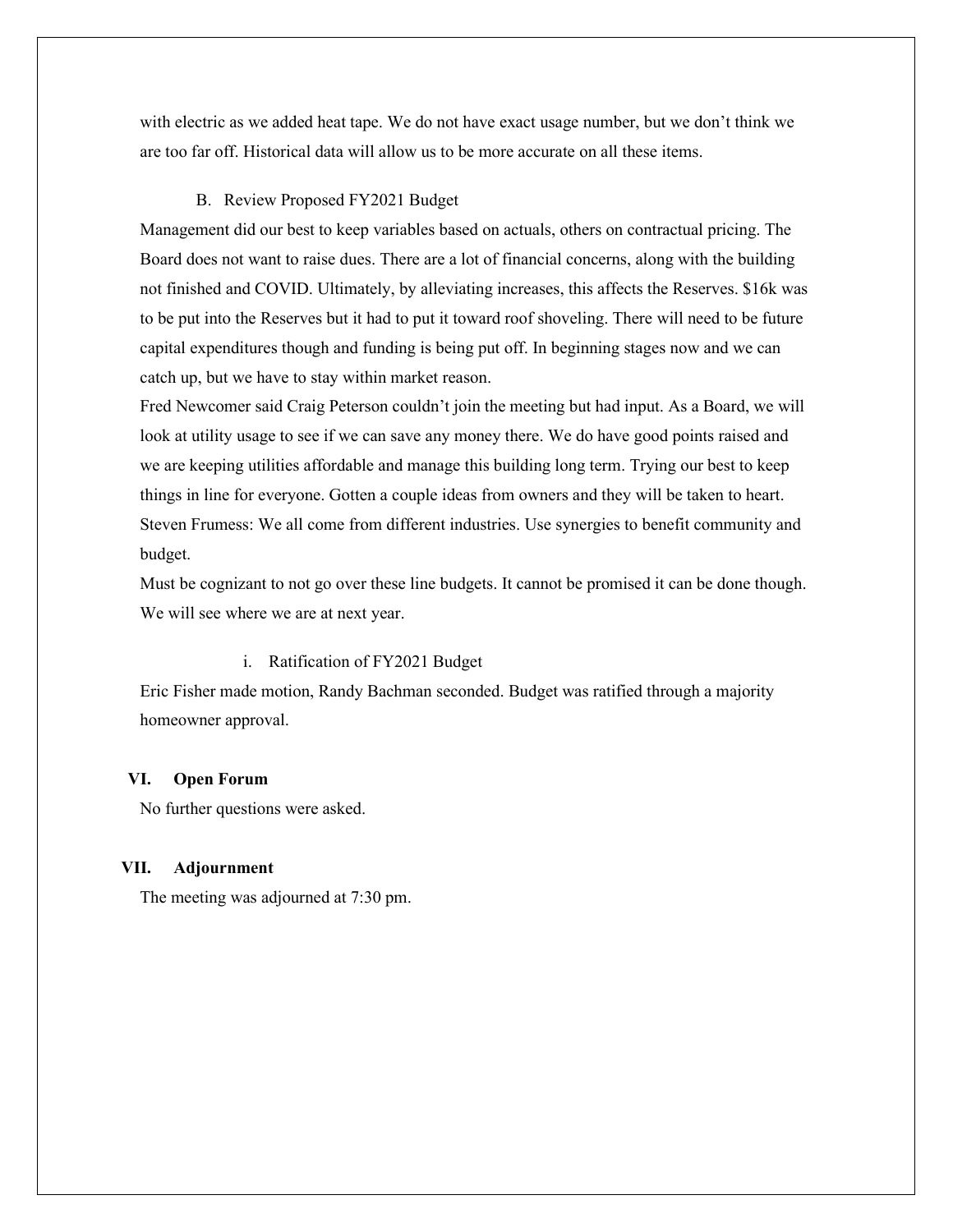with electric as we added heat tape. We do not have exact usage number, but we don't think we are too far off. Historical data will allow us to be more accurate on all these items.

B. Review Proposed FY2021 Budget

Management did our best to keep variables based on actuals, others on contractual pricing. The Board does not want to raise dues. There are a lot of financial concerns, along with the building not finished and COVID. Ultimately, by alleviating increases, this affects the Reserves. $16k was to be put into the Reserves but it had to put it toward roof shoveling. There will need to be future capital expenditures though and funding is being put off. In beginning stages now and we can catch up, but we have to stay within market reason.

Fred Newcomer said Craig Peterson couldn't join the meeting but had input. As a Board, we will look at utility usage to see if we can save any money there. We do have good points raised and we are keeping utilities affordable and manage this building long term. Trying our best to keep things in line for everyone. Gotten a couple ideas from owners and they will be taken to heart.

Steven Frumess: We all come from different industries. Use synergies to benefit community and budget.

Must be cognizant to not go over these line budgets. It cannot be promised it can be done though. We will see where we are at next year.

i. Ratification of FY2021 Budget

Eric Fisher made motion, Randy Bachman seconded. Budget was ratified through a majority homeowner approval.

## VI. Open Forum

No further questions were asked.

## VII. Adjournment

The meeting was adjourned at 7:30 pm.